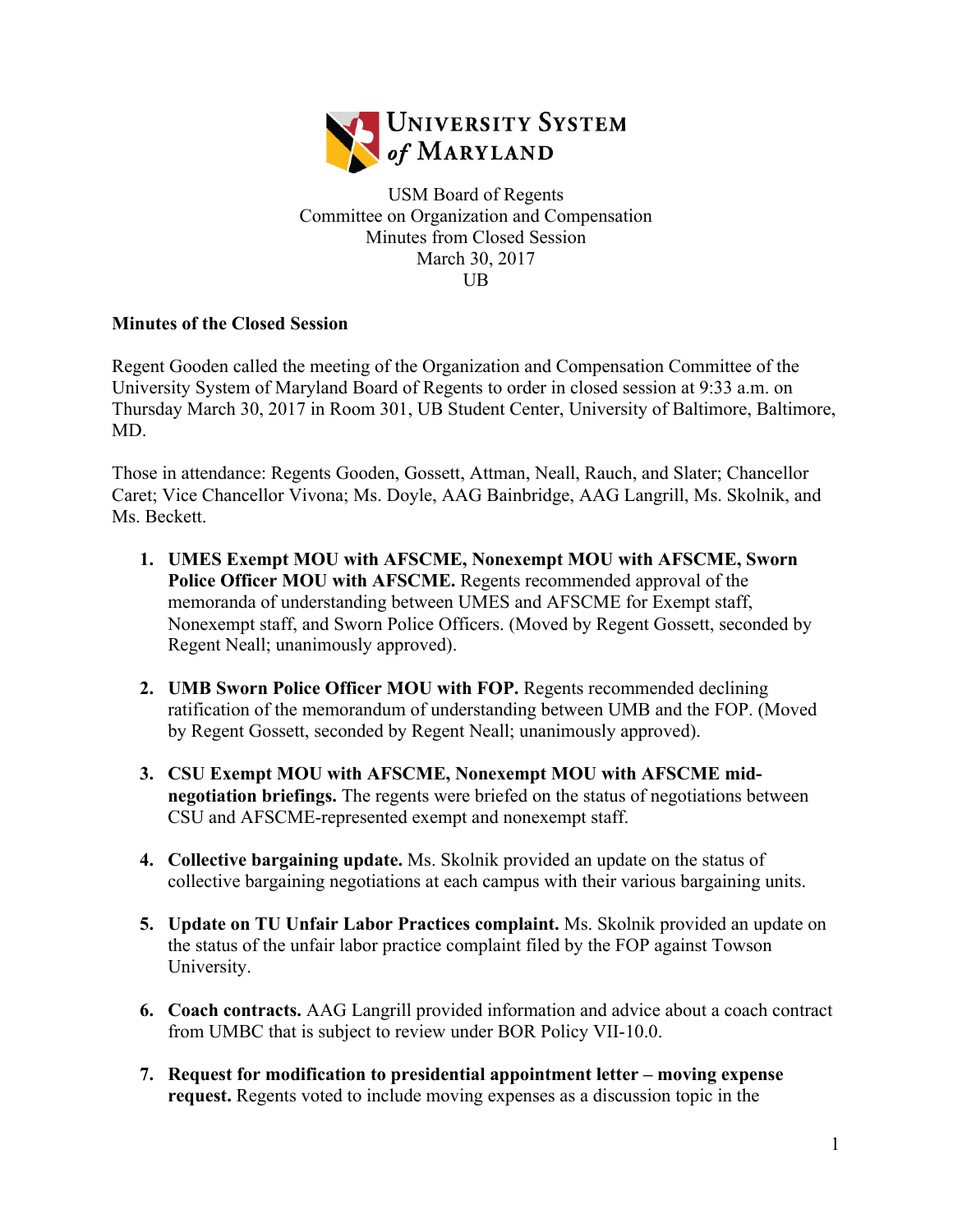University System of Maryland

USM Board of Regents
Committee on Organization and Compensation
Minutes from Closed Session
March 30, 2017
UB

**Minutes of the Closed Session**

Regent Gooden called the meeting of the Organization and Compensation Committee of the University System of Maryland Board of Regents to order in closed session at 9:33 a.m. on Thursday March 30, 2017 in Room 301, UB Student Center, University of Baltimore, Baltimore, MD.

Those in attendance: Regents Gooden, Gossett, Attman, Neall, Rauch, and Slater; Chancellor Caret; Vice Chancellor Vivona; Ms. Doyle, AAG Bainbridge, AAG Langrill, Ms. Skolnik, and Ms. Beckett.

1. **UMES Exempt MOU with AFSCME, Nonexempt MOU with AFSCME, Sworn Police Officer MOU with AFSCME.** Regents recommended approval of the memoranda of understanding between UMES and AFSCME for Exempt staff, Nonexempt staff, and Sworn Police Officers. (Moved by Regent Gossett, seconded by Regent Neall; unanimously approved).

2. **UMB Sworn Police Officer MOU with FOP.** Regents recommended declining ratification of the memorandum of understanding between UMB and the FOP. (Moved by Regent Gossett, seconded by Regent Neall; unanimously approved).

3. **CSU Exempt MOU with AFSCME, Nonexempt MOU with AFSCME mid-negotiation briefings.** The regents were briefed on the status of negotiations between CSU and AFSCME-represented exempt and nonexempt staff.

4. **Collective bargaining update.** Ms. Skolnik provided an update on the status of collective bargaining negotiations at each campus with their various bargaining units.

5. **Update on TU Unfair Labor Practices complaint.** Ms. Skolnik provided an update on the status of the unfair labor practice complaint filed by the FOP against Towson University.

6. **Coach contracts.** AAG Langrill provided information and advice about a coach contract from UMBC that is subject to review under BOR Policy VII-10.0.

7. **Request for modification to presidential appointment letter – moving expense request.** Regents voted to include moving expenses as a discussion topic in the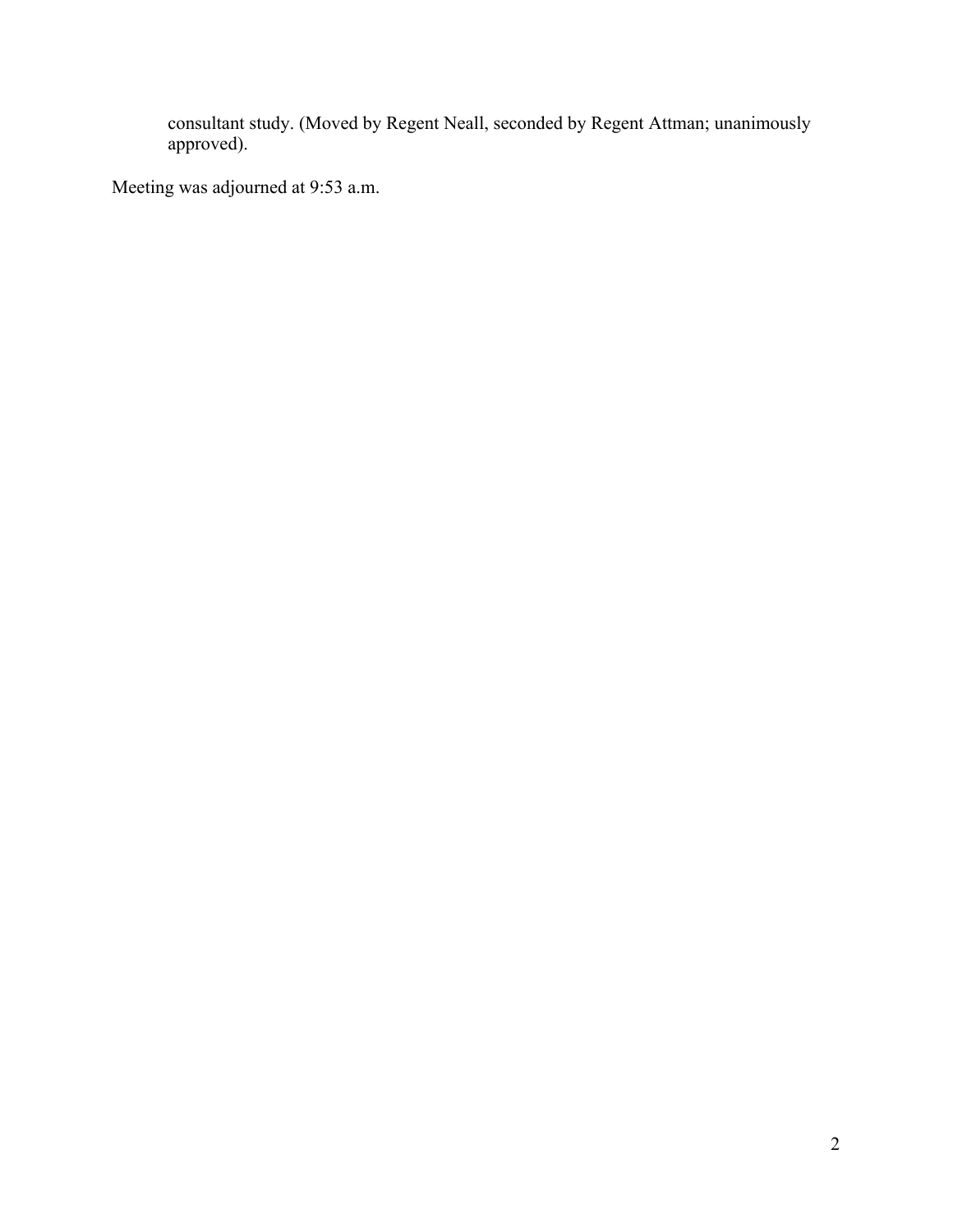consultant study. (Moved by Regent Neall, seconded by Regent Attman; unanimously approved).

Meeting was adjourned at 9:53 a.m.